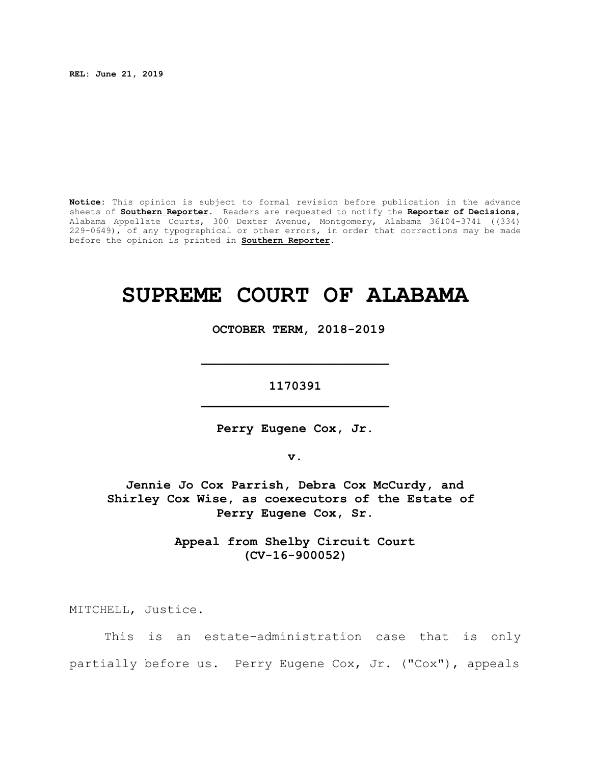**REL: June 21, 2019**

**Notice:** This opinion is subject to formal revision before publication in the advance sheets of **Southern Reporter**. Readers are requested to notify the **Reporter of Decisions**, Alabama Appellate Courts, 300 Dexter Avenue, Montgomery, Alabama 36104-3741 ((334) 229-0649), of any typographical or other errors, in order that corrections may be made before the opinion is printed in **Southern Reporter**.

# SUPREME COURT OF ALABAMA

**OCTOBER TERM, 2018-2019**

---

**1170391**

---

**Perry Eugene Cox, Jr.**

**v.**

**Jennie Jo Cox Parrish, Debra Cox McCurdy, and Shirley Cox Wise, as coexecutors of the Estate of Perry Eugene Cox, Sr.**

**Appeal from Shelby Circuit Court (CV-16-900052)**

MITCHELL, Justice.

This is an estate-administration case that is only partially before us. Perry Eugene Cox, Jr. ("Cox"), appeals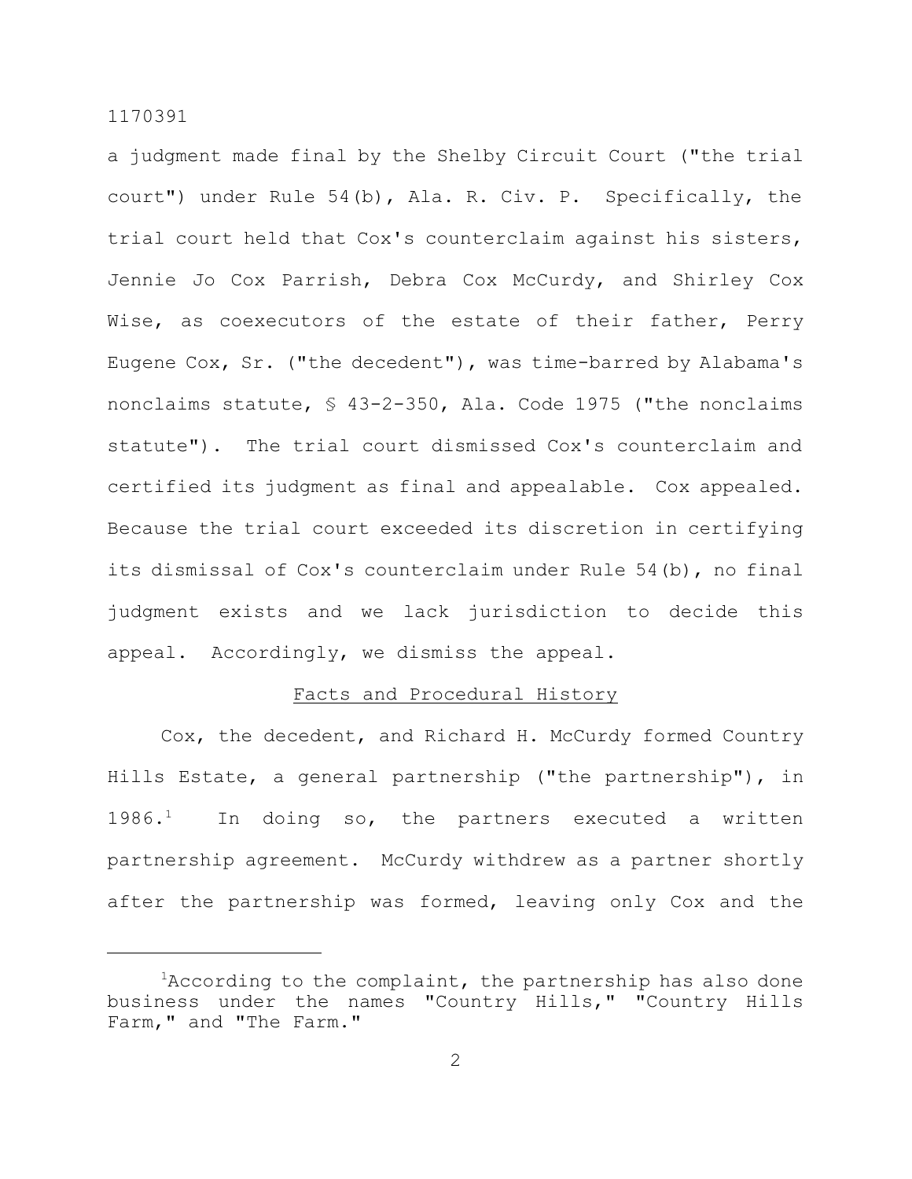a judgment made final by the Shelby Circuit Court ("the trial court") under Rule 54(b), Ala. R. Civ. P. Specifically, the trial court held that Cox's counterclaim against his sisters, Jennie Jo Cox Parrish, Debra Cox McCurdy, and Shirley Cox Wise, as coexecutors of the estate of their father, Perry Eugene Cox, Sr. ("the decedent"), was time-barred by Alabama's nonclaims statute, § 43-2-350, Ala. Code 1975 ("the nonclaims statute"). The trial court dismissed Cox's counterclaim and certified its judgment as final and appealable. Cox appealed. Because the trial court exceeded its discretion in certifying its dismissal of Cox's counterclaim under Rule 54(b), no final judgment exists and we lack jurisdiction to decide this appeal. Accordingly, we dismiss the appeal.

## Facts and Procedural History

Cox, the decedent, and Richard H. McCurdy formed Country Hills Estate, a general partnership ("the partnership"), in 1986.[1] In doing so, the partners executed a written partnership agreement. McCurdy withdrew as a partner shortly after the partnership was formed, leaving only Cox and the

---

[1] According to the complaint, the partnership has also done business under the names "Country Hills," "Country Hills Farm," and "The Farm."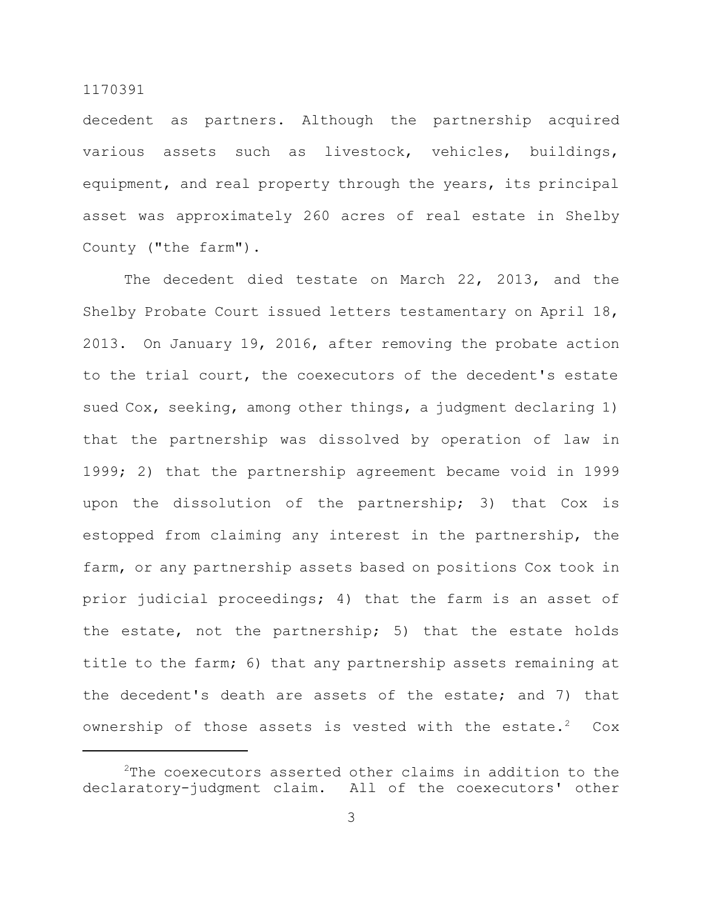decedent as partners. Although the partnership acquired various assets such as livestock, vehicles, buildings, equipment, and real property through the years, its principal asset was approximately 260 acres of real estate in Shelby County ("the farm").

The decedent died testate on March 22, 2013, and the Shelby Probate Court issued letters testamentary on April 18, 2013. On January 19, 2016, after removing the probate action to the trial court, the coexecutors of the decedent's estate sued Cox, seeking, among other things, a judgment declaring 1) that the partnership was dissolved by operation of law in 1999; 2) that the partnership agreement became void in 1999 upon the dissolution of the partnership; 3) that Cox is estopped from claiming any interest in the partnership, the farm, or any partnership assets based on positions Cox took in prior judicial proceedings; 4) that the farm is an asset of the estate, not the partnership; 5) that the estate holds title to the farm; 6) that any partnership assets remaining at the decedent's death are assets of the estate; and 7) that ownership of those assets is vested with the estate.[2] Cox

---

[2]The coexecutors asserted other claims in addition to the declaratory-judgment claim. All of the coexecutors' other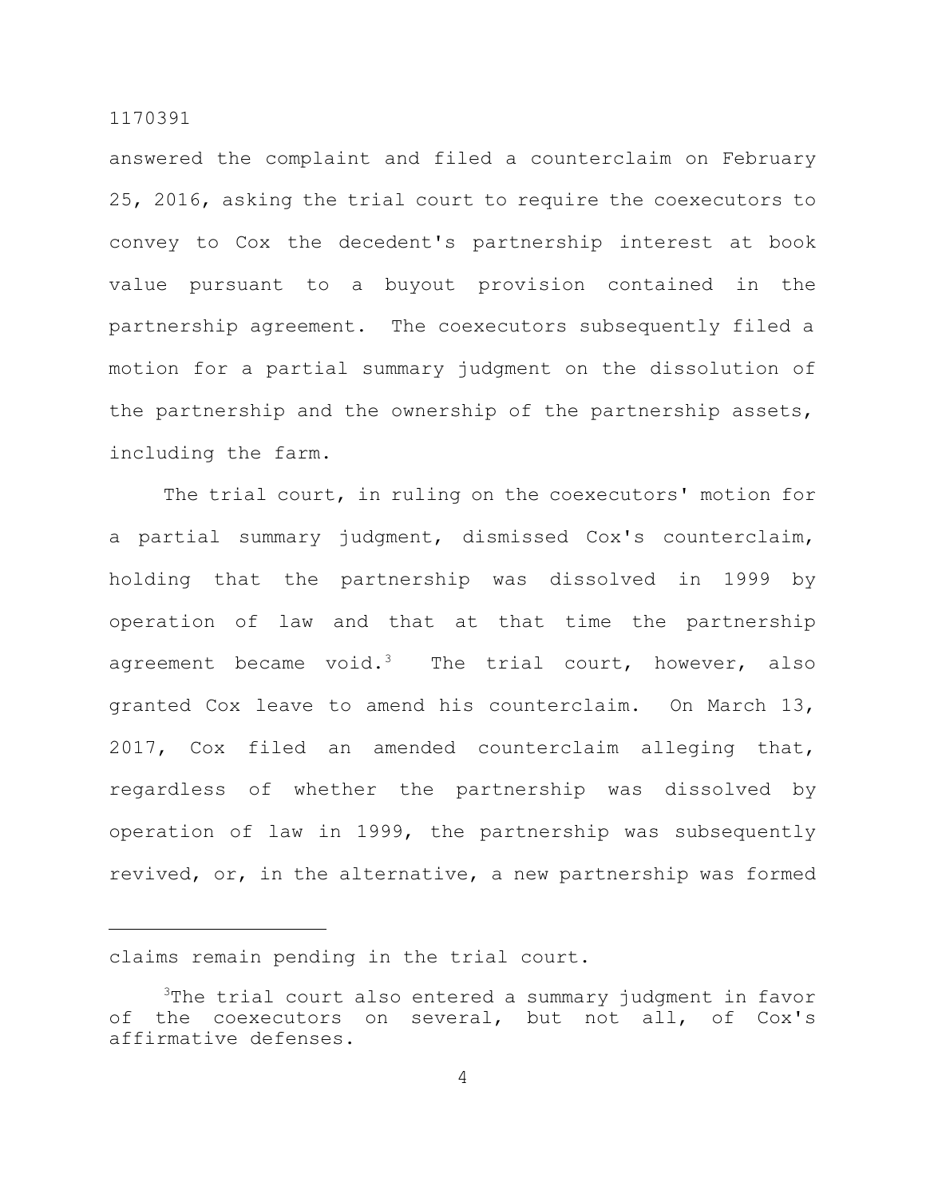answered the complaint and filed a counterclaim on February 25, 2016, asking the trial court to require the coexecutors to convey to Cox the decedent's partnership interest at book value pursuant to a buyout provision contained in the partnership agreement. The coexecutors subsequently filed a motion for a partial summary judgment on the dissolution of the partnership and the ownership of the partnership assets, including the farm.

The trial court, in ruling on the coexecutors' motion for a partial summary judgment, dismissed Cox's counterclaim, holding that the partnership was dissolved in 1999 by operation of law and that at that time the partnership agreement became void.[3] The trial court, however, also granted Cox leave to amend his counterclaim. On March 13, 2017, Cox filed an amended counterclaim alleging that, regardless of whether the partnership was dissolved by operation of law in 1999, the partnership was subsequently revived, or, in the alternative, a new partnership was formed

---

claims remain pending in the trial court.

[3]The trial court also entered a summary judgment in favor of the coexecutors on several, but not all, of Cox's affirmative defenses.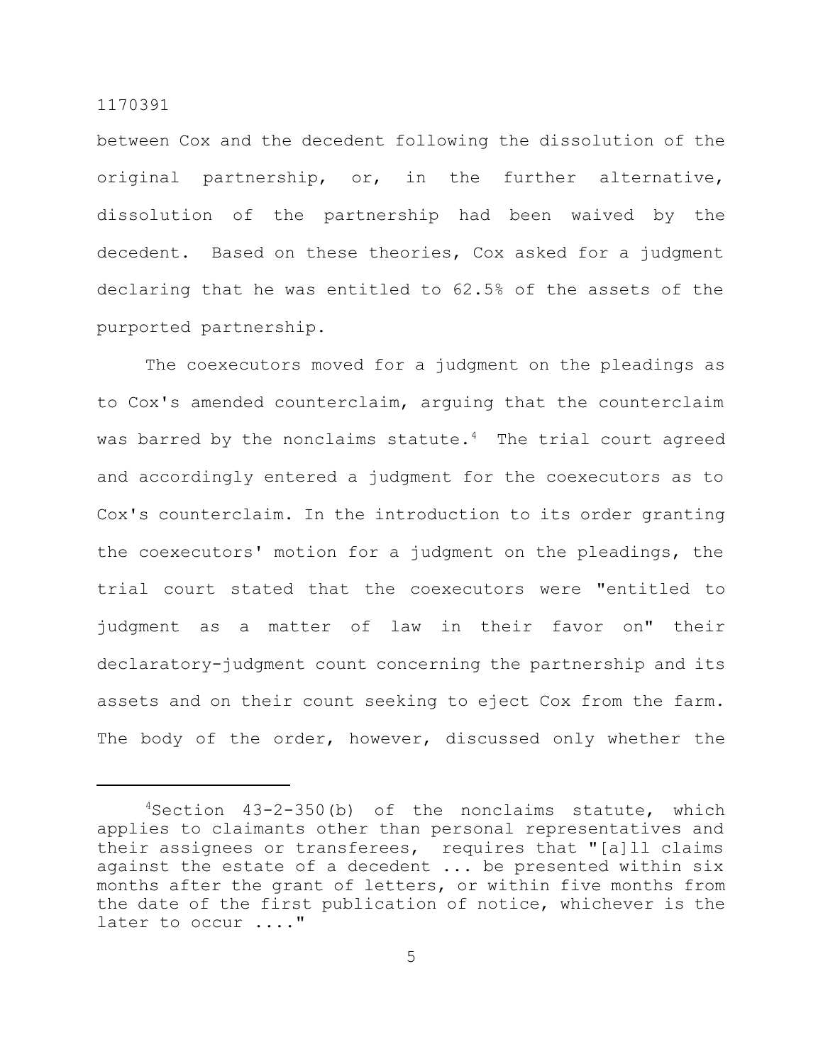between Cox and the decedent following the dissolution of the original partnership, or, in the further alternative, dissolution of the partnership had been waived by the decedent. Based on these theories, Cox asked for a judgment declaring that he was entitled to 62.5% of the assets of the purported partnership.

The coexecutors moved for a judgment on the pleadings as to Cox's amended counterclaim, arguing that the counterclaim was barred by the nonclaims statute.[4] The trial court agreed and accordingly entered a judgment for the coexecutors as to Cox's counterclaim. In the introduction to its order granting the coexecutors' motion for a judgment on the pleadings, the trial court stated that the coexecutors were "entitled to judgment as a matter of law in their favor on" their declaratory-judgment count concerning the partnership and its assets and on their count seeking to eject Cox from the farm. The body of the order, however, discussed only whether the

---

[4]Section 43-2-350(b) of the nonclaims statute, which applies to claimants other than personal representatives and their assignees or transferees, requires that "[a]ll claims against the estate of a decedent ... be presented within six months after the grant of letters, or within five months from the date of the first publication of notice, whichever is the later to occur ...."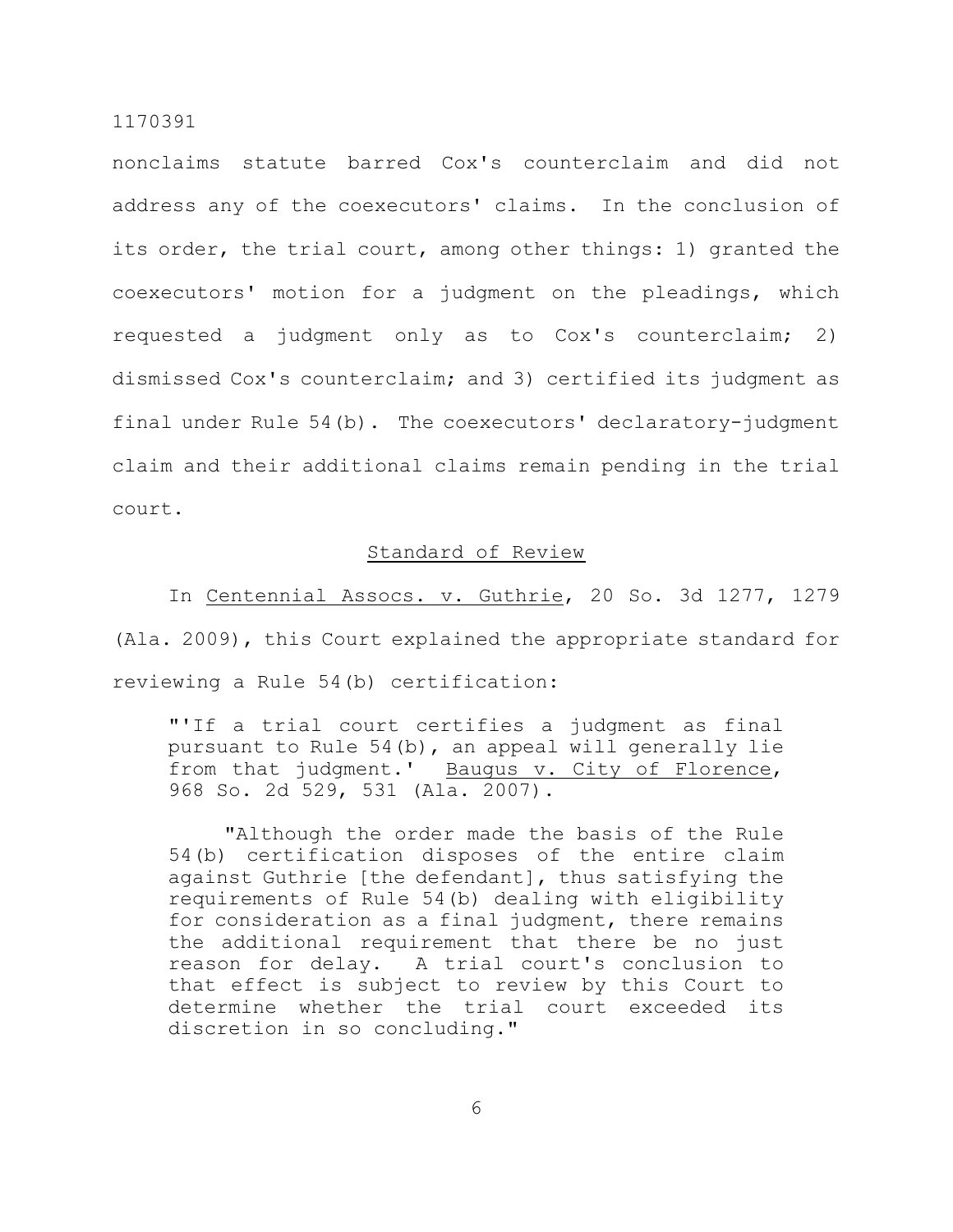nonclaims statute barred Cox's counterclaim and did not address any of the coexecutors' claims. In the conclusion of its order, the trial court, among other things: 1) granted the coexecutors' motion for a judgment on the pleadings, which requested a judgment only as to Cox's counterclaim; 2) dismissed Cox's counterclaim; and 3) certified its judgment as final under Rule 54(b). The coexecutors' declaratory-judgment claim and their additional claims remain pending in the trial court.

## Standard of Review

In Centennial Assocs. v. Guthrie, 20 So. 3d 1277, 1279 (Ala. 2009), this Court explained the appropriate standard for reviewing a Rule 54(b) certification:

> "'If a trial court certifies a judgment as final pursuant to Rule 54(b), an appeal will generally lie from that judgment.' Baugus v. City of Florence, 968 So. 2d 529, 531 (Ala. 2007).
>
> "Although the order made the basis of the Rule 54(b) certification disposes of the entire claim against Guthrie [the defendant], thus satisfying the requirements of Rule 54(b) dealing with eligibility for consideration as a final judgment, there remains the additional requirement that there be no just reason for delay. A trial court's conclusion to that effect is subject to review by this Court to determine whether the trial court exceeded its discretion in so concluding."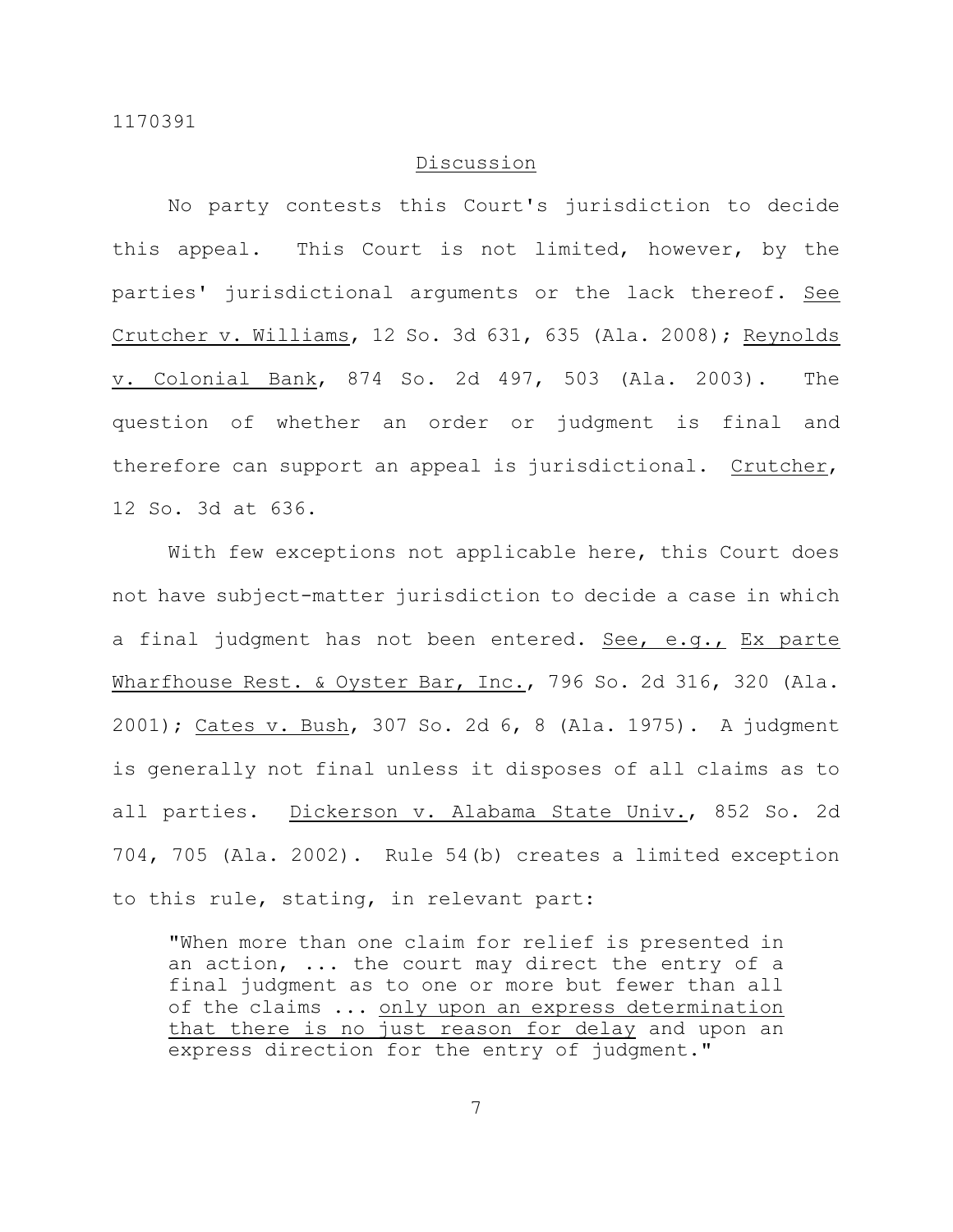## Discussion

No party contests this Court's jurisdiction to decide this appeal. This Court is not limited, however, by the parties' jurisdictional arguments or the lack thereof. See Crutcher v. Williams, 12 So. 3d 631, 635 (Ala. 2008); Reynolds v. Colonial Bank, 874 So. 2d 497, 503 (Ala. 2003). The question of whether an order or judgment is final and therefore can support an appeal is jurisdictional. Crutcher, 12 So. 3d at 636.

With few exceptions not applicable here, this Court does not have subject-matter jurisdiction to decide a case in which a final judgment has not been entered. See, e.g., Ex parte Wharfhouse Rest. & Oyster Bar, Inc., 796 So. 2d 316, 320 (Ala. 2001); Cates v. Bush, 307 So. 2d 6, 8 (Ala. 1975). A judgment is generally not final unless it disposes of all claims as to all parties. Dickerson v. Alabama State Univ., 852 So. 2d 704, 705 (Ala. 2002). Rule 54(b) creates a limited exception to this rule, stating, in relevant part:

> "When more than one claim for relief is presented in an action, ... the court may direct the entry of a final judgment as to one or more but fewer than all of the claims ... only upon an express determination that there is no just reason for delay and upon an express direction for the entry of judgment."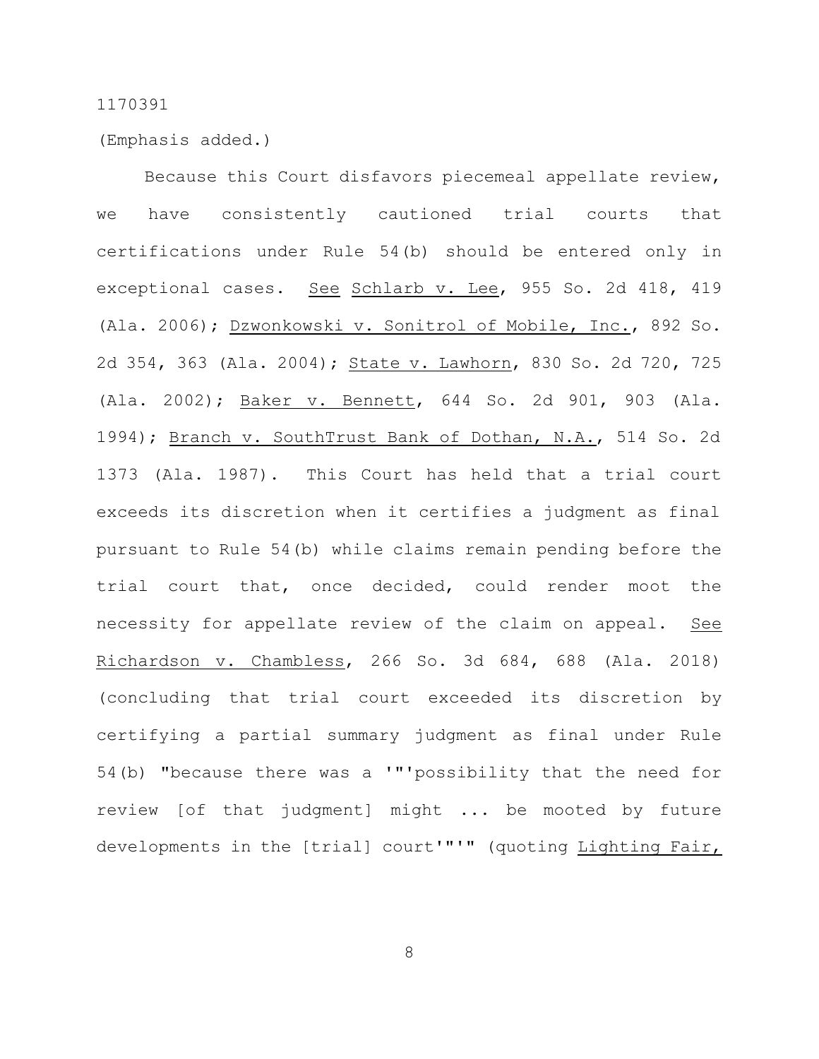(Emphasis added.)

Because this Court disfavors piecemeal appellate review, we have consistently cautioned trial courts that certifications under Rule 54(b) should be entered only in exceptional cases. See Schlarb v. Lee, 955 So. 2d 418, 419 (Ala. 2006); Dzwonkowski v. Sonitrol of Mobile, Inc., 892 So. 2d 354, 363 (Ala. 2004); State v. Lawhorn, 830 So. 2d 720, 725 (Ala. 2002); Baker v. Bennett, 644 So. 2d 901, 903 (Ala. 1994); Branch v. SouthTrust Bank of Dothan, N.A., 514 So. 2d 1373 (Ala. 1987). This Court has held that a trial court exceeds its discretion when it certifies a judgment as final pursuant to Rule 54(b) while claims remain pending before the trial court that, once decided, could render moot the necessity for appellate review of the claim on appeal. See Richardson v. Chambless, 266 So. 3d 684, 688 (Ala. 2018) (concluding that trial court exceeded its discretion by certifying a partial summary judgment as final under Rule 54(b) "because there was a '"'possibility that the need for review [of that judgment] might ... be mooted by future developments in the [trial] court'"'" (quoting Lighting Fair,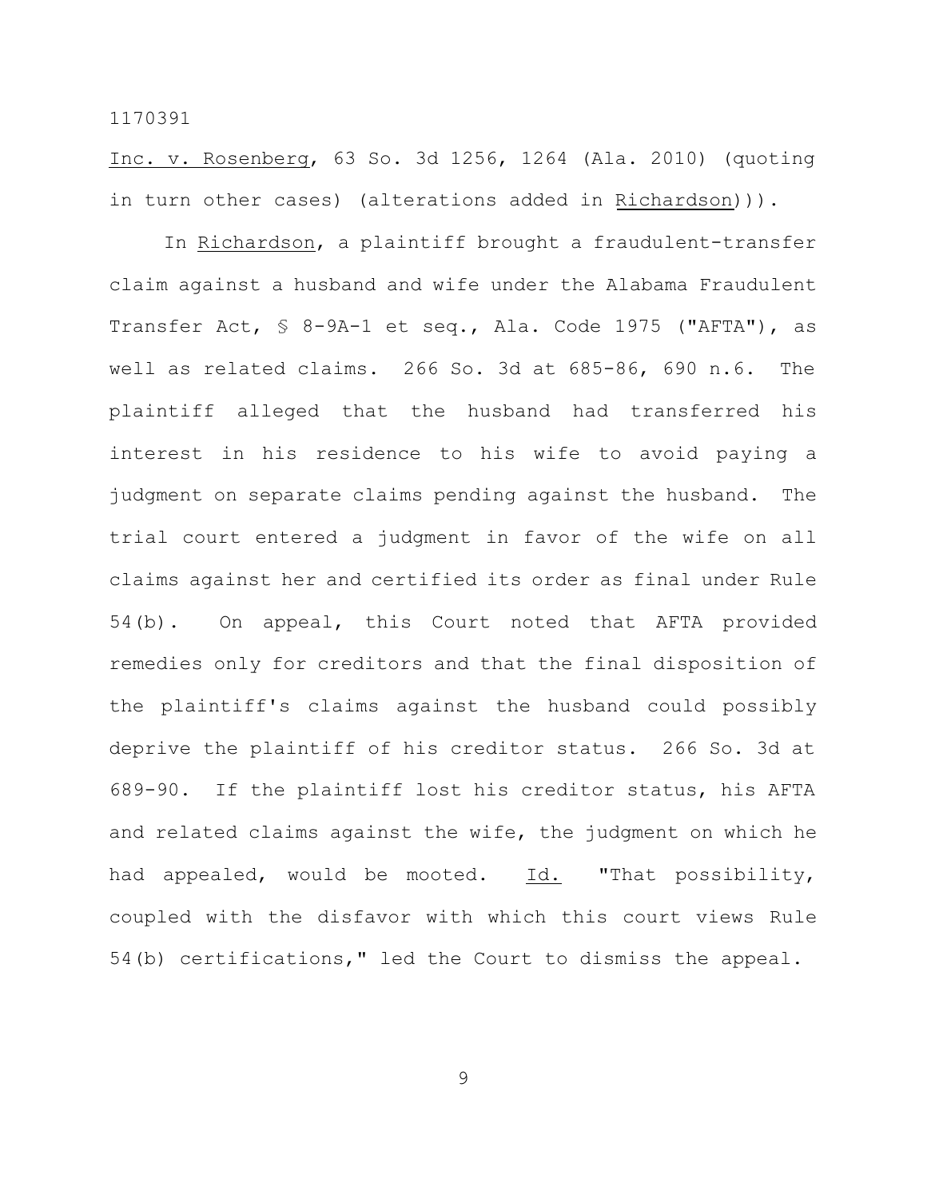Inc. v. Rosenberg, 63 So. 3d 1256, 1264 (Ala. 2010) (quoting in turn other cases) (alterations added in Richardson))).

In Richardson, a plaintiff brought a fraudulent-transfer claim against a husband and wife under the Alabama Fraudulent Transfer Act, § 8-9A-1 et seq., Ala. Code 1975 ("AFTA"), as well as related claims. 266 So. 3d at 685-86, 690 n.6. The plaintiff alleged that the husband had transferred his interest in his residence to his wife to avoid paying a judgment on separate claims pending against the husband. The trial court entered a judgment in favor of the wife on all claims against her and certified its order as final under Rule 54(b). On appeal, this Court noted that AFTA provided remedies only for creditors and that the final disposition of the plaintiff's claims against the husband could possibly deprive the plaintiff of his creditor status. 266 So. 3d at 689-90. If the plaintiff lost his creditor status, his AFTA and related claims against the wife, the judgment on which he had appealed, would be mooted. Id. "That possibility, coupled with the disfavor with which this court views Rule 54(b) certifications," led the Court to dismiss the appeal.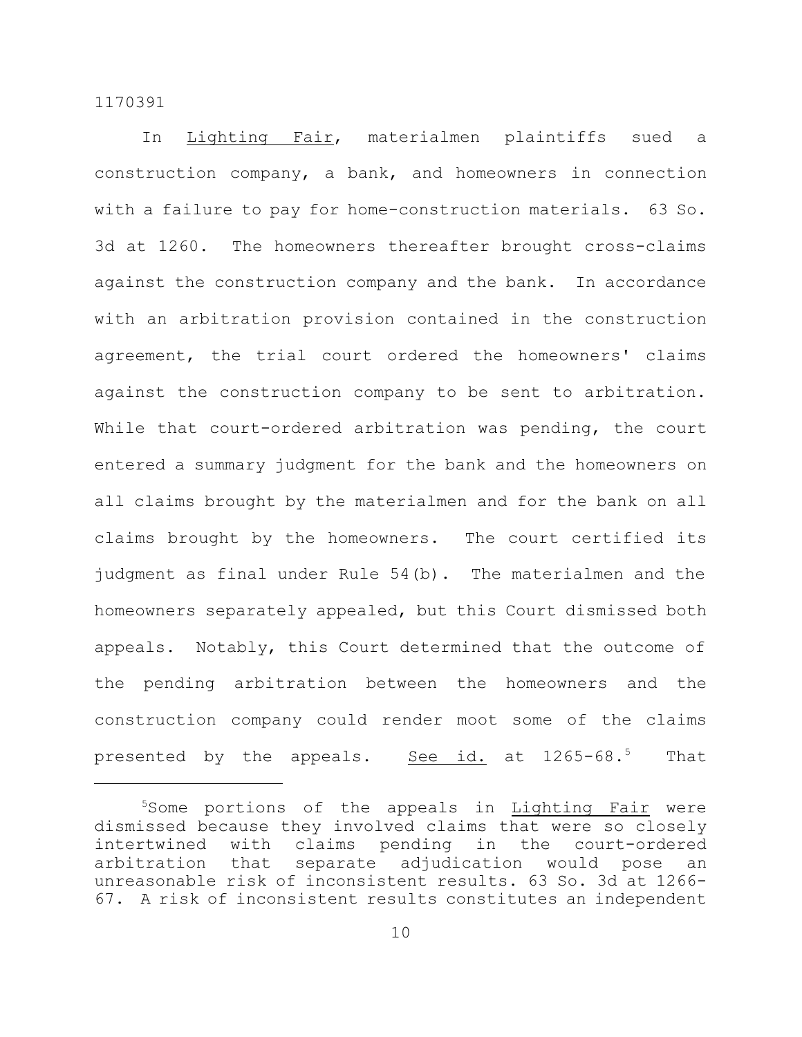In Lighting Fair, materialmen plaintiffs sued a construction company, a bank, and homeowners in connection with a failure to pay for home-construction materials. 63 So. 3d at 1260. The homeowners thereafter brought cross-claims against the construction company and the bank. In accordance with an arbitration provision contained in the construction agreement, the trial court ordered the homeowners' claims against the construction company to be sent to arbitration. While that court-ordered arbitration was pending, the court entered a summary judgment for the bank and the homeowners on all claims brought by the materialmen and for the bank on all claims brought by the homeowners. The court certified its judgment as final under Rule 54(b). The materialmen and the homeowners separately appealed, but this Court dismissed both appeals. Notably, this Court determined that the outcome of the pending arbitration between the homeowners and the construction company could render moot some of the claims presented by the appeals. See id. at 1265-68.[5] That

---

[5]Some portions of the appeals in Lighting Fair were dismissed because they involved claims that were so closely intertwined with claims pending in the court-ordered arbitration that separate adjudication would pose an unreasonable risk of inconsistent results. 63 So. 3d at 1266-67. A risk of inconsistent results constitutes an independent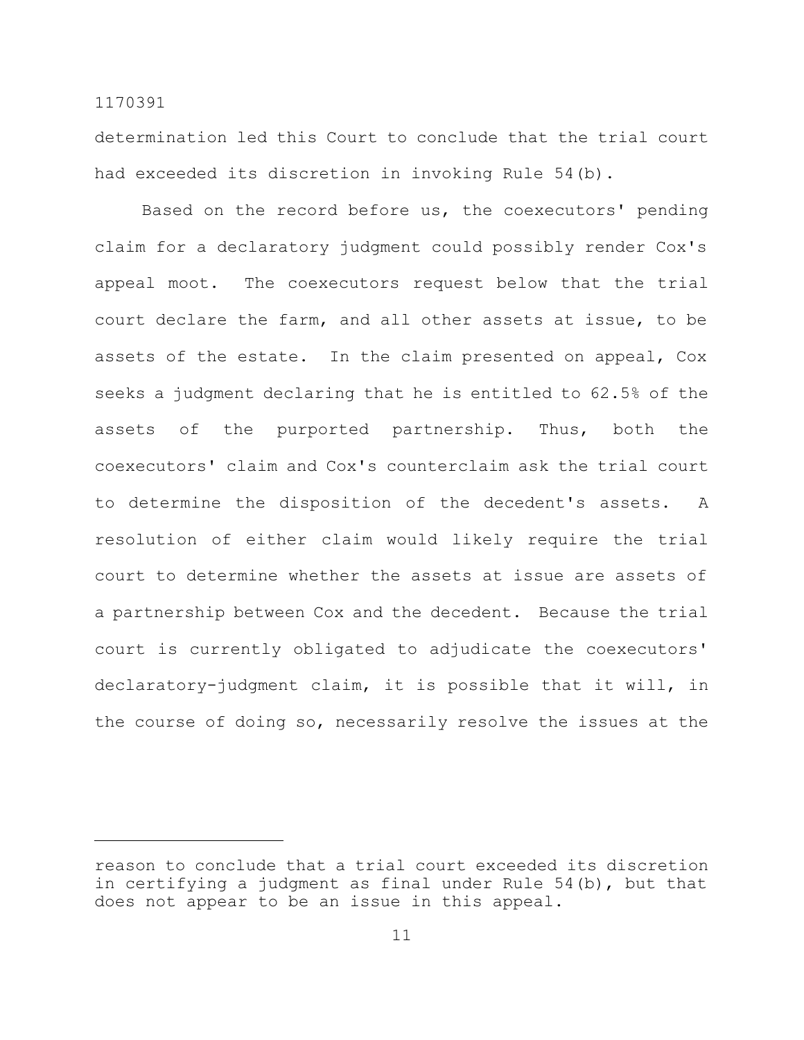determination led this Court to conclude that the trial court had exceeded its discretion in invoking Rule 54(b).

Based on the record before us, the coexecutors' pending claim for a declaratory judgment could possibly render Cox's appeal moot. The coexecutors request below that the trial court declare the farm, and all other assets at issue, to be assets of the estate. In the claim presented on appeal, Cox seeks a judgment declaring that he is entitled to 62.5% of the assets of the purported partnership. Thus, both the coexecutors' claim and Cox's counterclaim ask the trial court to determine the disposition of the decedent's assets. A resolution of either claim would likely require the trial court to determine whether the assets at issue are assets of a partnership between Cox and the decedent. Because the trial court is currently obligated to adjudicate the coexecutors' declaratory-judgment claim, it is possible that it will, in the course of doing so, necessarily resolve the issues at the

---

reason to conclude that a trial court exceeded its discretion in certifying a judgment as final under Rule 54(b), but that does not appear to be an issue in this appeal.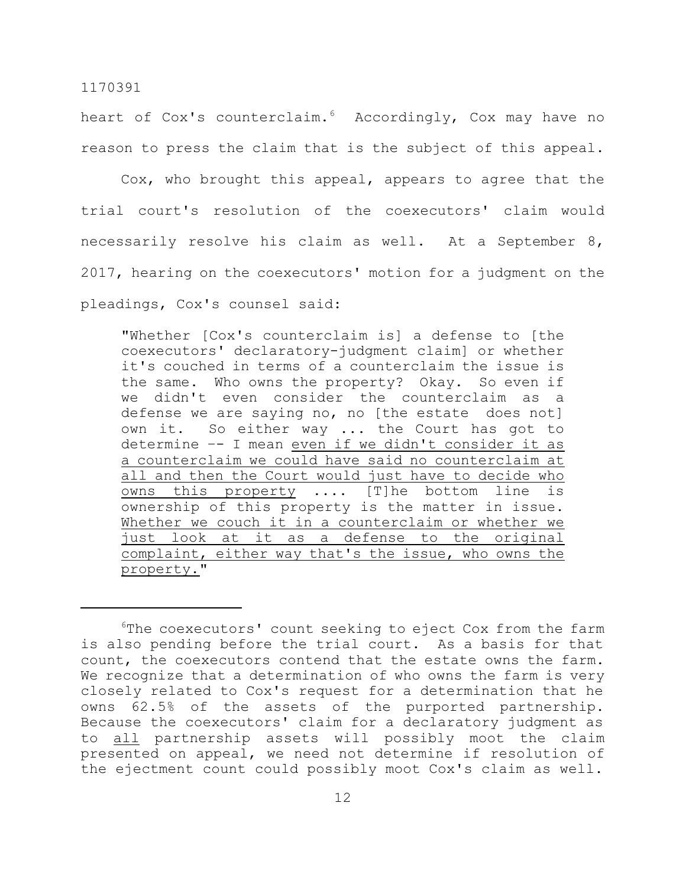heart of Cox's counterclaim.[6] Accordingly, Cox may have no reason to press the claim that is the subject of this appeal.

Cox, who brought this appeal, appears to agree that the trial court's resolution of the coexecutors' claim would necessarily resolve his claim as well. At a September 8, 2017, hearing on the coexecutors' motion for a judgment on the pleadings, Cox's counsel said:

> "Whether [Cox's counterclaim is] a defense to [the coexecutors' declaratory-judgment claim] or whether it's couched in terms of a counterclaim the issue is the same. Who owns the property? Okay. So even if we didn't even consider the counterclaim as a defense we are saying no, no [the estate does not] own it. So either way ... the Court has got to determine –- I mean <u>even if we didn't consider it as a counterclaim we could have said no counterclaim at all and then the Court would just have to decide who owns this property</u> .... [T]he bottom line is ownership of this property is the matter in issue. <u>Whether we couch it in a counterclaim or whether we just look at it as a defense to the original complaint, either way that's the issue, who owns the property.</u>"

---

[6] The coexecutors' count seeking to eject Cox from the farm is also pending before the trial court. As a basis for that count, the coexecutors contend that the estate owns the farm. We recognize that a determination of who owns the farm is very closely related to Cox's request for a determination that he owns 62.5% of the assets of the purported partnership. Because the coexecutors' claim for a declaratory judgment as to <u>all</u> partnership assets will possibly moot the claim presented on appeal, we need not determine if resolution of the ejectment count could possibly moot Cox's claim as well.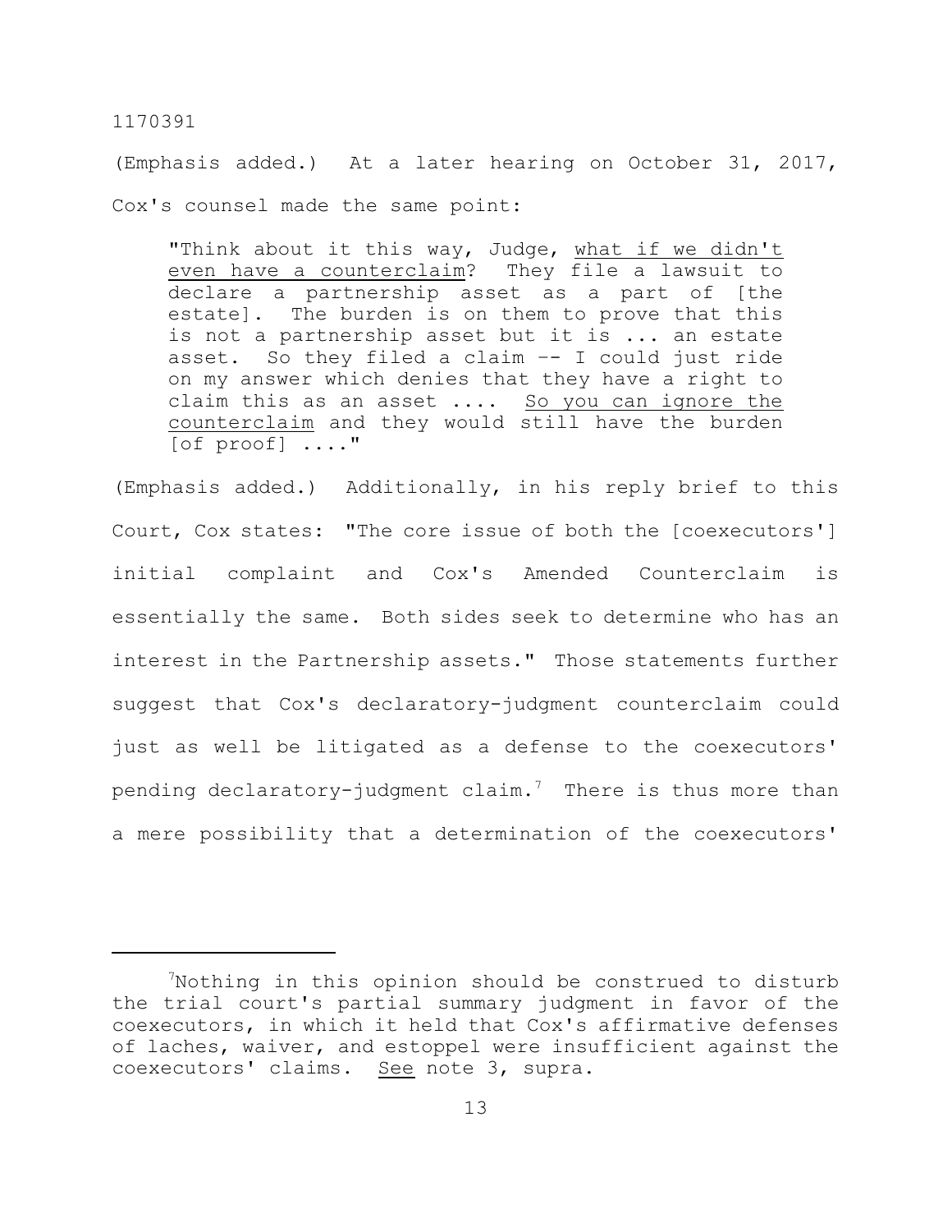(Emphasis added.) At a later hearing on October 31, 2017, Cox's counsel made the same point:

> "Think about it this way, Judge, <u>what if we didn't even have a counterclaim</u>? They file a lawsuit to declare a partnership asset as a part of [the estate]. The burden is on them to prove that this is not a partnership asset but it is ... an estate asset. So they filed a claim -- I could just ride on my answer which denies that they have a right to claim this as an asset .... <u>So you can ignore the counterclaim</u> and they would still have the burden [of proof] ...."

(Emphasis added.) Additionally, in his reply brief to this Court, Cox states: "The core issue of both the [coexecutors'] initial complaint and Cox's Amended Counterclaim is essentially the same. Both sides seek to determine who has an interest in the Partnership assets." Those statements further suggest that Cox's declaratory-judgment counterclaim could just as well be litigated as a defense to the coexecutors' pending declaratory-judgment claim.[7] There is thus more than a mere possibility that a determination of the coexecutors'

---

[7]Nothing in this opinion should be construed to disturb the trial court's partial summary judgment in favor of the coexecutors, in which it held that Cox's affirmative defenses of laches, waiver, and estoppel were insufficient against the coexecutors' claims. <u>See</u> note 3, supra.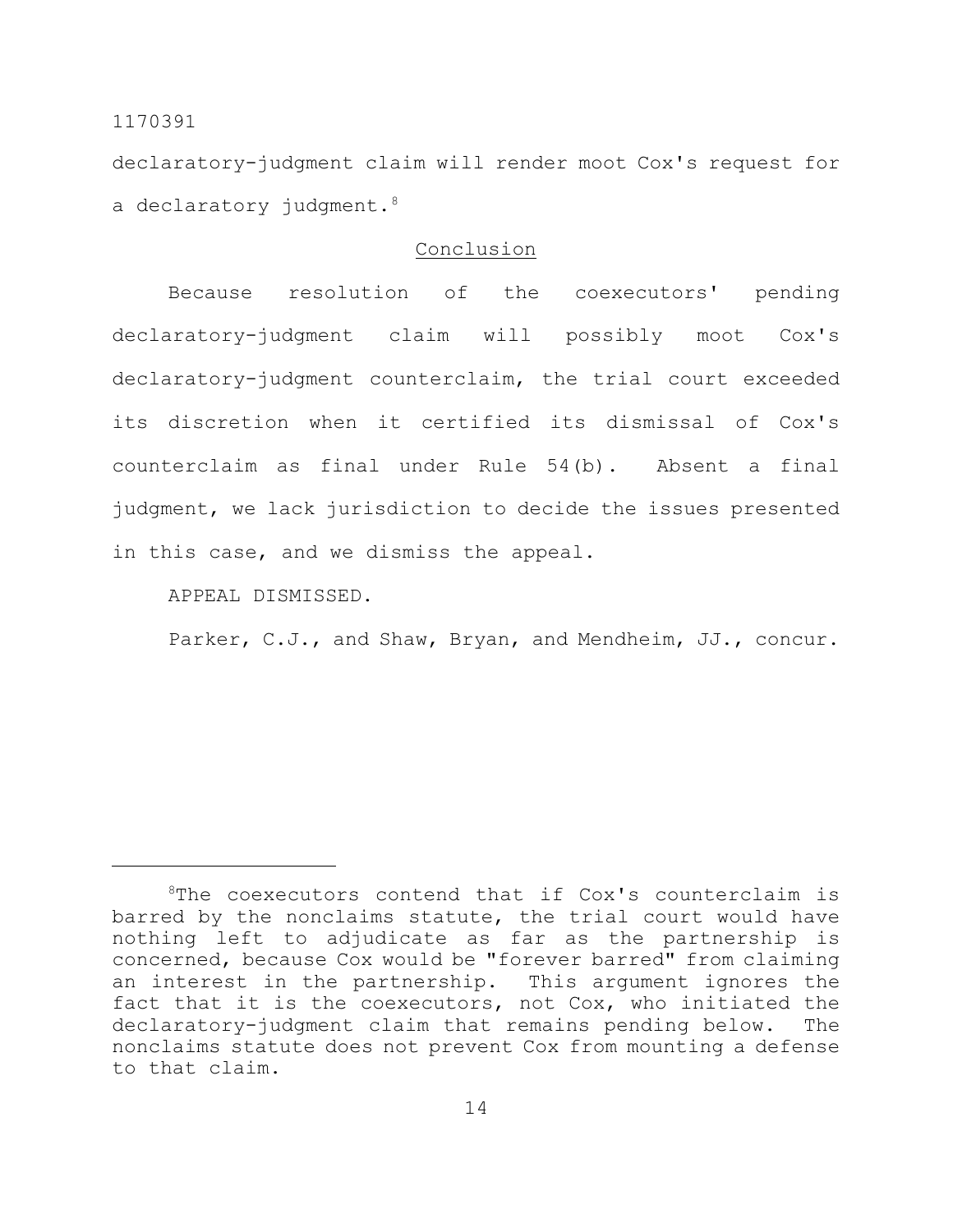declaratory-judgment claim will render moot Cox's request for a declaratory judgment.[8]

## Conclusion

Because resolution of the coexecutors' pending declaratory-judgment claim will possibly moot Cox's declaratory-judgment counterclaim, the trial court exceeded its discretion when it certified its dismissal of Cox's counterclaim as final under Rule 54(b). Absent a final judgment, we lack jurisdiction to decide the issues presented in this case, and we dismiss the appeal.

APPEAL DISMISSED.

Parker, C.J., and Shaw, Bryan, and Mendheim, JJ., concur.

---

[8]The coexecutors contend that if Cox's counterclaim is barred by the nonclaims statute, the trial court would have nothing left to adjudicate as far as the partnership is concerned, because Cox would be "forever barred" from claiming an interest in the partnership. This argument ignores the fact that it is the coexecutors, not Cox, who initiated the declaratory-judgment claim that remains pending below. The nonclaims statute does not prevent Cox from mounting a defense to that claim.